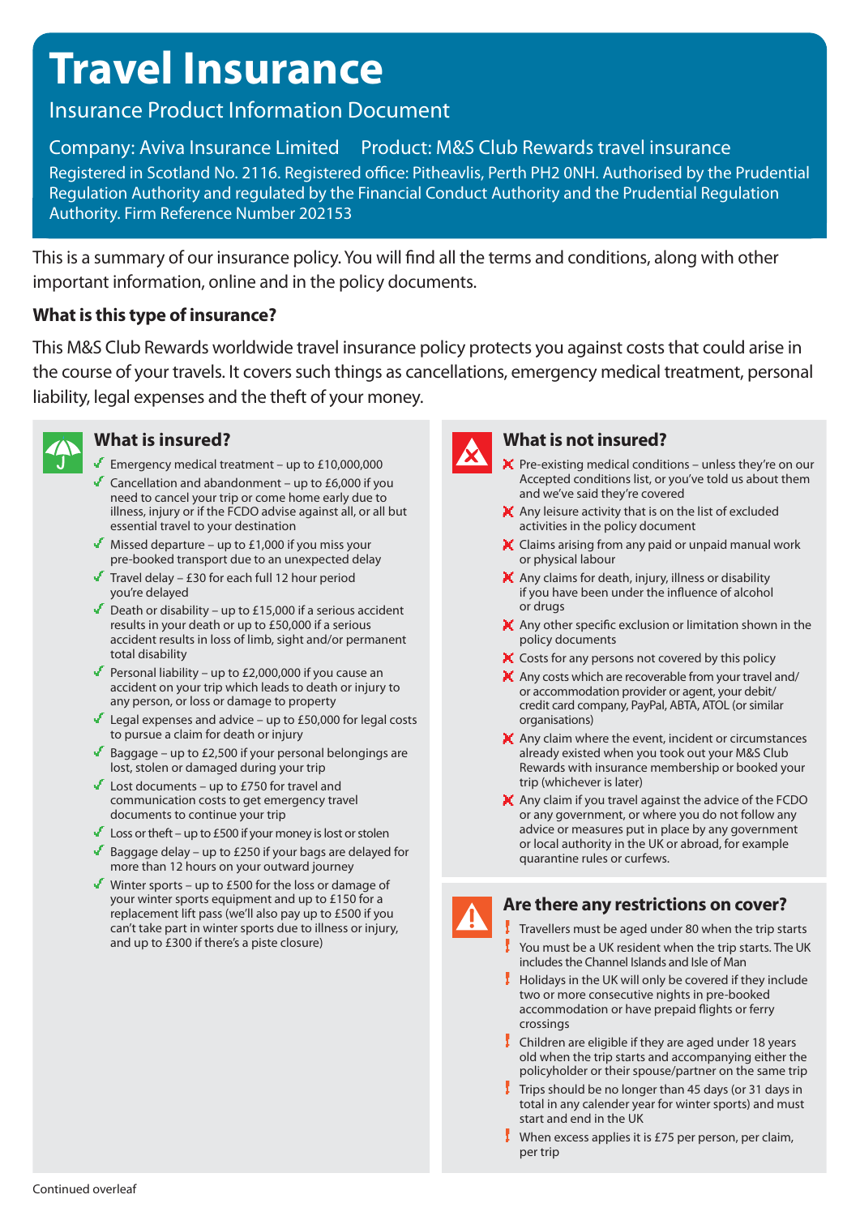# Travel Insurance

## Insurance Product Information Document

Company: Aviva Insurance Limited     Product: M&S Club Rewards travel insurance

Registered in Scotland No. 2116. Registered office: Pitheavlis, Perth PH2 0NH. Authorised by the Prudential Regulation Authority and regulated by the Financial Conduct Authority and the Prudential Regulation Authority. Firm Reference Number 202153

This is a summary of our insurance policy. You will find all the terms and conditions, along with other important information, online and in the policy documents.

### What is this type of insurance?

This M&S Club Rewards worldwide travel insurance policy protects you against costs that could arise in the course of your travels. It covers such things as cancellations, emergency medical treatment, personal liability, legal expenses and the theft of your money.

### What is insured?

- Emergency medical treatment – up to £10,000,000
- Cancellation and abandonment – up to £6,000 if you need to cancel your trip or come home early due to illness, injury or if the FCDO advise against all, or all but essential travel to your destination
- Missed departure – up to £1,000 if you miss your pre-booked transport due to an unexpected delay
- Travel delay – £30 for each full 12 hour period you're delayed
- Death or disability – up to £15,000 if a serious accident results in your death or up to £50,000 if a serious accident results in loss of limb, sight and/or permanent total disability
- Personal liability – up to £2,000,000 if you cause an accident on your trip which leads to death or injury to any person, or loss or damage to property
- Legal expenses and advice – up to £50,000 for legal costs to pursue a claim for death or injury
- Baggage – up to £2,500 if your personal belongings are lost, stolen or damaged during your trip
- Lost documents – up to £750 for travel and communication costs to get emergency travel documents to continue your trip
- Loss or theft – up to £500 if your money is lost or stolen
- Baggage delay – up to £250 if your bags are delayed for more than 12 hours on your outward journey
- Winter sports – up to £500 for the loss or damage of your winter sports equipment and up to £150 for a replacement lift pass (we'll also pay up to £500 if you can't take part in winter sports due to illness or injury, and up to £300 if there's a piste closure)

### What is not insured?

- Pre-existing medical conditions – unless they're on our Accepted conditions list, or you've told us about them and we've said they're covered
- Any leisure activity that is on the list of excluded activities in the policy document
- Claims arising from any paid or unpaid manual work or physical labour
- Any claims for death, injury, illness or disability if you have been under the influence of alcohol or drugs
- Any other specific exclusion or limitation shown in the policy documents
- Costs for any persons not covered by this policy
- Any costs which are recoverable from your travel and/or accommodation provider or agent, your debit/credit card company, PayPal, ABTA, ATOL (or similar organisations)
- Any claim where the event, incident or circumstances already existed when you took out your M&S Club Rewards with insurance membership or booked your trip (whichever is later)
- Any claim if you travel against the advice of the FCDO or any government, or where you do not follow any advice or measures put in place by any government or local authority in the UK or abroad, for example quarantine rules or curfews.

### Are there any restrictions on cover?

- Travellers must be aged under 80 when the trip starts
- You must be a UK resident when the trip starts. The UK includes the Channel Islands and Isle of Man
- Holidays in the UK will only be covered if they include two or more consecutive nights in pre-booked accommodation or have prepaid flights or ferry crossings
- Children are eligible if they are aged under 18 years old when the trip starts and accompanying either the policyholder or their spouse/partner on the same trip
- Trips should be no longer than 45 days (or 31 days in total in any calender year for winter sports) and must start and end in the UK
- When excess applies it is £75 per person, per claim, per trip

Continued overleaf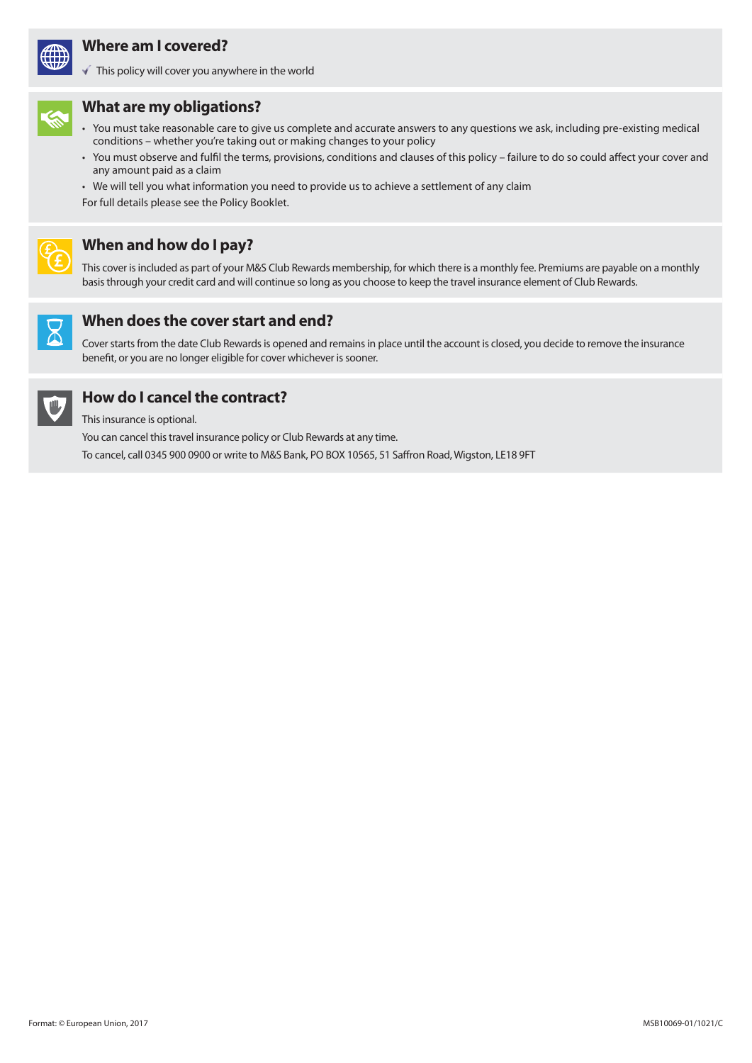## Where am I covered?

- ✓ This policy will cover you anywhere in the world

## What are my obligations?

- You must take reasonable care to give us complete and accurate answers to any questions we ask, including pre-existing medical conditions – whether you're taking out or making changes to your policy
- You must observe and fulfil the terms, provisions, conditions and clauses of this policy – failure to do so could affect your cover and any amount paid as a claim
- We will tell you what information you need to provide us to achieve a settlement of any claim

For full details please see the Policy Booklet.

## When and how do I pay?

This cover is included as part of your M&S Club Rewards membership, for which there is a monthly fee. Premiums are payable on a monthly basis through your credit card and will continue so long as you choose to keep the travel insurance element of Club Rewards.

## When does the cover start and end?

Cover starts from the date Club Rewards is opened and remains in place until the account is closed, you decide to remove the insurance benefit, or you are no longer eligible for cover whichever is sooner.

## How do I cancel the contract?

This insurance is optional.

You can cancel this travel insurance policy or Club Rewards at any time.

To cancel, call 0345 900 0900 or write to M&S Bank, PO BOX 10565, 51 Saffron Road, Wigston, LE18 9FT

Format: © European Union, 2017

MSB10069-01/1021/C